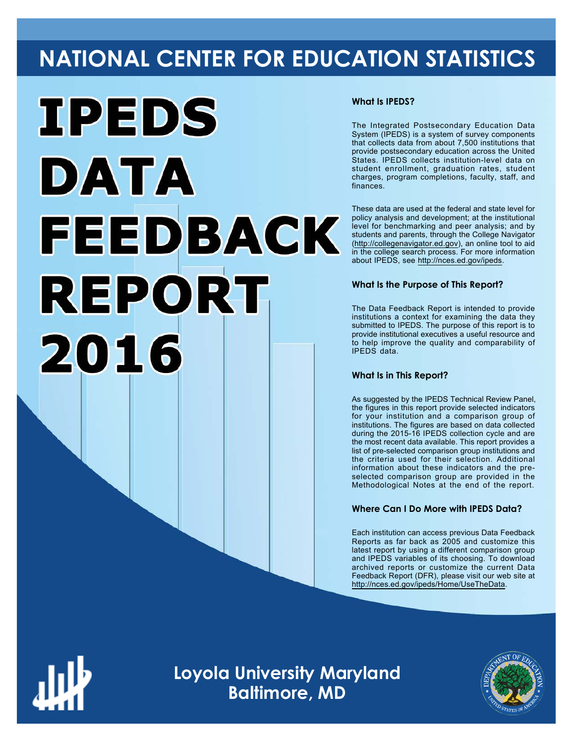# NATIONAL CENTER FOR EDUCATION STATISTICS

# IPEDS DATA FEEDBACK REPORT 2016

### What Is IPEDS?

The Integrated Postsecondary Education Data System (IPEDS) is a system of survey components that collects data from about 7,500 institutions that provide postsecondary education across the United States. IPEDS collects institution-level data on student enrollment, graduation rates, student charges, program completions, faculty, staff, and finances.

These data are used at the federal and state level for policy analysis and development; at the institutional level for benchmarking and peer analysis; and by students and parents, through the College Navigator (http://collegenavigator.ed.gov), an online tool to aid in the college search process. For more information about IPEDS, see http://nces.ed.gov/ipeds.

### What Is the Purpose of This Report?

The Data Feedback Report is intended to provide institutions a context for examining the data they submitted to IPEDS. The purpose of this report is to provide institutional executives a useful resource and to help improve the quality and comparability of IPEDS data.

### What Is in This Report?

As suggested by the IPEDS Technical Review Panel, the figures in this report provide selected indicators for your institution and a comparison group of institutions. The figures are based on data collected during the 2015-16 IPEDS collection cycle and are the most recent data available. This report provides a list of pre-selected comparison group institutions and the criteria used for their selection. Additional information about these indicators and the pre-selected comparison group are provided in the Methodological Notes at the end of the report.

### Where Can I Do More with IPEDS Data?

Each institution can access previous Data Feedback Reports as far back as 2005 and customize this latest report by using a different comparison group and IPEDS variables of its choosing. To download archived reports or customize the current Data Feedback Report (DFR), please visit our web site at http://nces.ed.gov/ipeds/Home/UseTheData.

## Loyola University Maryland
## Baltimore, MD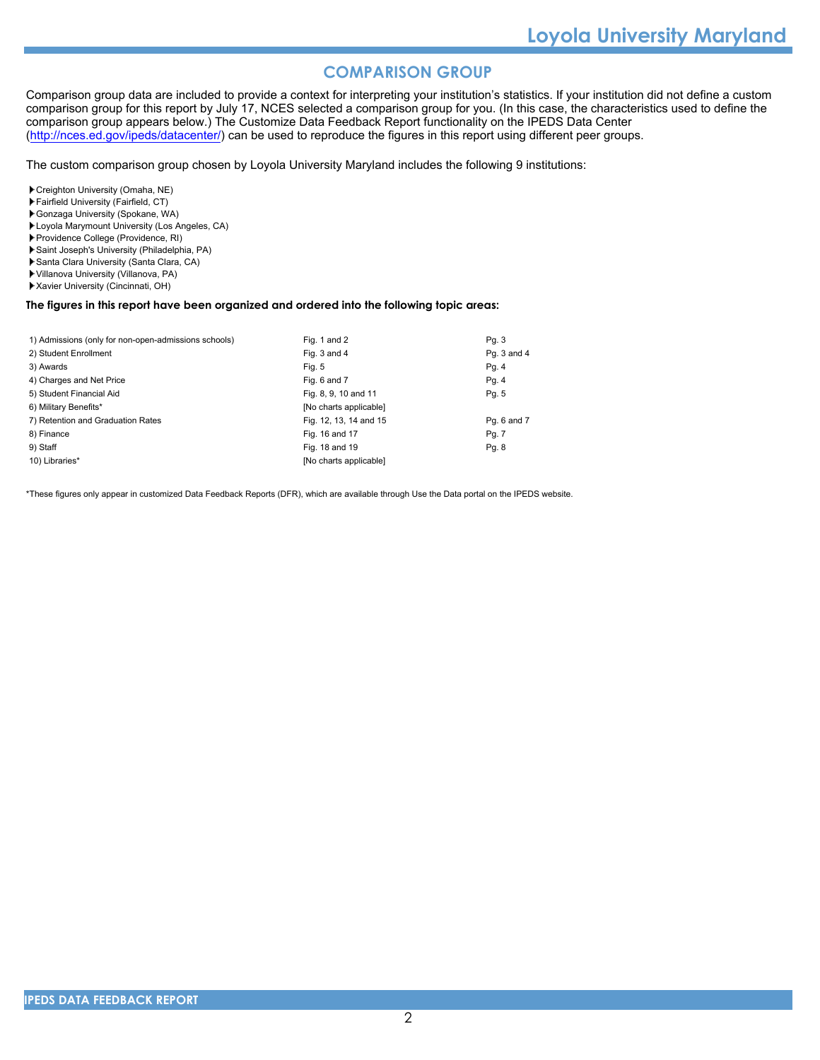## COMPARISON GROUP

Comparison group data are included to provide a context for interpreting your institution's statistics. If your institution did not define a custom comparison group for this report by July 17, NCES selected a comparison group for you. (In this case, the characteristics used to define the comparison group appears below.) The Customize Data Feedback Report functionality on the IPEDS Data Center (http://nces.ed.gov/ipeds/datacenter/) can be used to reproduce the figures in this report using different peer groups.

The custom comparison group chosen by Loyola University Maryland includes the following 9 institutions:

- Creighton University (Omaha, NE)
- Fairfield University (Fairfield, CT)
- Gonzaga University (Spokane, WA)
- Loyola Marymount University (Los Angeles, CA)
- Providence College (Providence, RI)
- Saint Joseph's University (Philadelphia, PA)
- Santa Clara University (Santa Clara, CA)
- Villanova University (Villanova, PA)
- Xavier University (Cincinnati, OH)

**The figures in this report have been organized and ordered into the following topic areas:**

| Topic | Figures | Pages |
| --- | --- | --- |
| 1) Admissions (only for non-open-admissions schools) | Fig. 1 and 2 | Pg. 3 |
| 2) Student Enrollment | Fig. 3 and 4 | Pg. 3 and 4 |
| 3) Awards | Fig. 5 | Pg. 4 |
| 4) Charges and Net Price | Fig. 6 and 7 | Pg. 4 |
| 5) Student Financial Aid | Fig. 8, 9, 10 and 11 | Pg. 5 |
| 6) Military Benefits* | [No charts applicable] | |
| 7) Retention and Graduation Rates | Fig. 12, 13, 14 and 15 | Pg. 6 and 7 |
| 8) Finance | Fig. 16 and 17 | Pg. 7 |
| 9) Staff | Fig. 18 and 19 | Pg. 8 |
| 10) Libraries* | [No charts applicable] | |

*These figures only appear in customized Data Feedback Reports (DFR), which are available through Use the Data portal on the IPEDS website.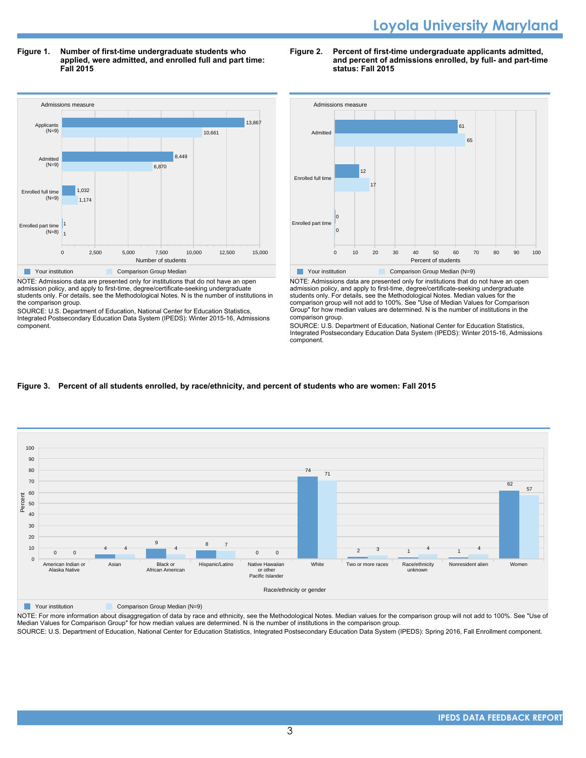**Figure 1. Number of first-time undergraduate students who applied, were admitted, and enrolled full and part time: Fall 2015**

| Admissions measure | Your institution | Comparison Group Median |
|---|---|---|
| Applicants (N=9) | 13,867 | 10,661 |
| Admitted (N=9) | 8,449 | 6,870 |
| Enrolled full time (N=9) | 1,032 | 1,174 |
| Enrolled part time (N=8) | 1 | 1 |

NOTE: Admissions data are presented only for institutions that do not have an open admission policy, and apply to first-time, degree/certificate-seeking undergraduate students only. For details, see the Methodological Notes. N is the number of institutions in the comparison group.

SOURCE: U.S. Department of Education, National Center for Education Statistics, Integrated Postsecondary Education Data System (IPEDS): Winter 2015-16, Admissions component.

**Figure 2. Percent of first-time undergraduate applicants admitted, and percent of admissions enrolled, by full- and part-time status: Fall 2015**

| Admissions measure | Your institution | Comparison Group Median (N=9) |
|---|---|---|
| Admitted | 61 | 65 |
| Enrolled full time | 12 | 17 |
| Enrolled part time | 0 | 0 |

NOTE: Admissions data are presented only for institutions that do not have an open admission policy, and apply to first-time, degree/certificate-seeking undergraduate students only. For details, see the Methodological Notes. Median values for the comparison group will not add to 100%. See "Use of Median Values for Comparison Group" for how median values are determined. N is the number of institutions in the comparison group.

SOURCE: U.S. Department of Education, National Center for Education Statistics, Integrated Postsecondary Education Data System (IPEDS): Winter 2015-16, Admissions component.

**Figure 3. Percent of all students enrolled, by race/ethnicity, and percent of students who are women: Fall 2015**

| Race/ethnicity or gender | Your institution | Comparison Group Median (N=9) |
|---|---|---|
| American Indian or Alaska Native | 0 | 0 |
| Asian | 4 | 4 |
| Black or African American | 9 | 4 |
| Hispanic/Latino | 8 | 7 |
| Native Hawaiian or other Pacific Islander | 0 | 0 |
| White | 74 | 71 |
| Two or more races | 2 | 3 |
| Race/ethnicity unknown | 1 | 4 |
| Nonresident alien | 1 | 4 |
| Women | 62 | 57 |

NOTE: For more information about disaggregation of data by race and ethnicity, see the Methodological Notes. Median values for the comparison group will not add to 100%. See "Use of Median Values for Comparison Group" for how median values are determined. N is the number of institutions in the comparison group.

SOURCE: U.S. Department of Education, National Center for Education Statistics, Integrated Postsecondary Education Data System (IPEDS): Spring 2016, Fall Enrollment component.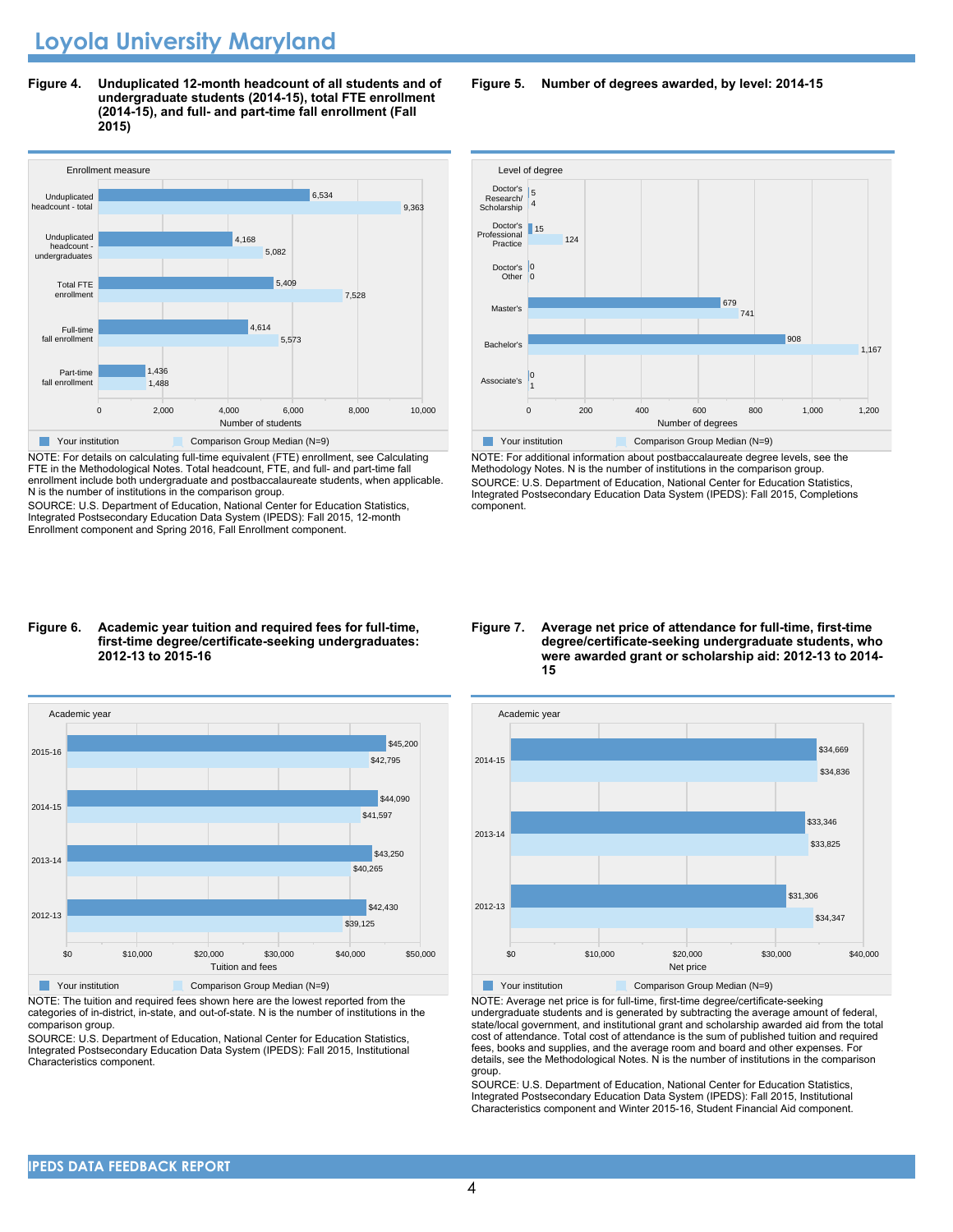# Loyola University Maryland

**Figure 4. Unduplicated 12-month headcount of all students and of undergraduate students (2014-15), total FTE enrollment (2014-15), and full- and part-time fall enrollment (Fall 2015)**

| Enrollment measure | Your institution | Comparison Group Median (N=9) |
|---|---|---|
| Unduplicated headcount - total | 6,534 | 9,363 |
| Unduplicated headcount - undergraduates | 4,168 | 5,082 |
| Total FTE enrollment | 5,409 | 7,528 |
| Full-time fall enrollment | 4,614 | 5,573 |
| Part-time fall enrollment | 1,436 | 1,488 |

NOTE: For details on calculating full-time equivalent (FTE) enrollment, see Calculating FTE in the Methodological Notes. Total headcount, FTE, and full- and part-time fall enrollment include both undergraduate and postbaccalaureate students, when applicable. N is the number of institutions in the comparison group.

SOURCE: U.S. Department of Education, National Center for Education Statistics, Integrated Postsecondary Education Data System (IPEDS): Fall 2015, 12-month Enrollment component and Spring 2016, Fall Enrollment component.

**Figure 5. Number of degrees awarded, by level: 2014-15**

| Level of degree | Your institution | Comparison Group Median (N=9) |
|---|---|---|
| Doctor's Research/ Scholarship | 5 | 4 |
| Doctor's Professional Practice | 15 | 124 |
| Doctor's Other | 0 | 0 |
| Master's | 679 | 741 |
| Bachelor's | 908 | 1,167 |
| Associate's | 0 | 1 |

NOTE: For additional information about postbaccalaureate degree levels, see the Methodology Notes. N is the number of institutions in the comparison group.

SOURCE: U.S. Department of Education, National Center for Education Statistics, Integrated Postsecondary Education Data System (IPEDS): Fall 2015, Completions component.

**Figure 6. Academic year tuition and required fees for full-time, first-time degree/certificate-seeking undergraduates: 2012-13 to 2015-16**

| Academic year | Your institution | Comparison Group Median (N=9) |
|---|---|---|
| 2015-16 | $45,200 | $42,795 |
| 2014-15 | $44,090 | $41,597 |
| 2013-14 | $43,250 | $40,265 |
| 2012-13 | $42,430 | $39,125 |

NOTE: The tuition and required fees shown here are the lowest reported from the categories of in-district, in-state, and out-of-state. N is the number of institutions in the comparison group.

SOURCE: U.S. Department of Education, National Center for Education Statistics, Integrated Postsecondary Education Data System (IPEDS): Fall 2015, Institutional Characteristics component.

**Figure 7. Average net price of attendance for full-time, first-time degree/certificate-seeking undergraduate students, who were awarded grant or scholarship aid: 2012-13 to 2014-15**

| Academic year | Your institution | Comparison Group Median (N=9) |
|---|---|---|
| 2014-15 | $34,669 | $34,836 |
| 2013-14 | $33,346 | $33,825 |
| 2012-13 | $31,306 | $34,347 |

NOTE: Average net price is for full-time, first-time degree/certificate-seeking undergraduate students and is generated by subtracting the average amount of federal, state/local government, and institutional grant and scholarship awarded aid from the total cost of attendance. Total cost of attendance is the sum of published tuition and required fees, books and supplies, and the average room and board and other expenses. For details, see the Methodological Notes. N is the number of institutions in the comparison group.

SOURCE: U.S. Department of Education, National Center for Education Statistics, Integrated Postsecondary Education Data System (IPEDS): Fall 2015, Institutional Characteristics component and Winter 2015-16, Student Financial Aid component.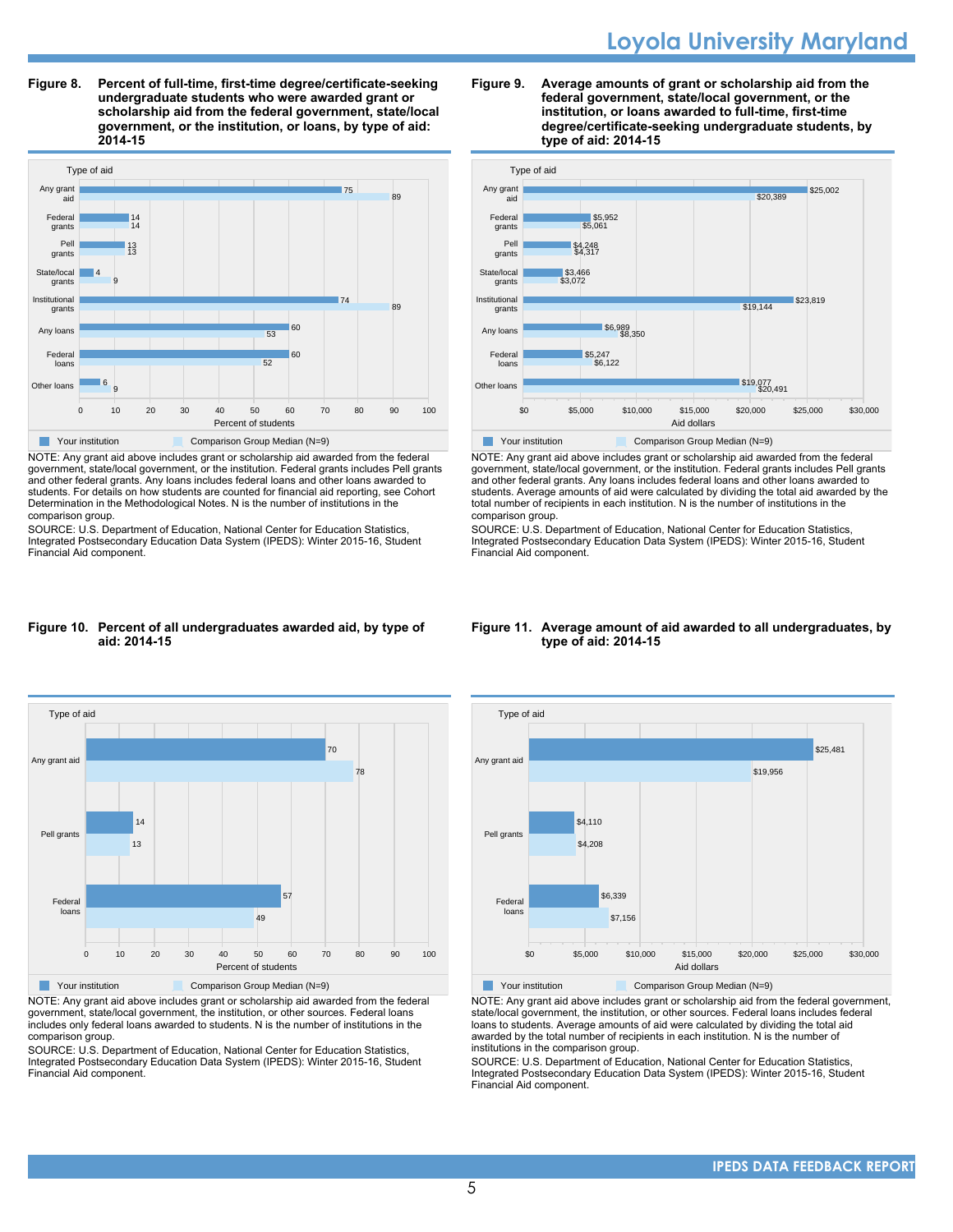**Figure 8. Percent of full-time, first-time degree/certificate-seeking undergraduate students who were awarded grant or scholarship aid from the federal government, state/local government, or the institution, or loans, by type of aid: 2014-15**

| Type of aid | Your institution | Comparison Group Median (N=9) |
| --- | --- | --- |
| Any grant aid | 75 | 89 |
| Federal grants | 14 | 14 |
| Pell grants | 13 | 13 |
| State/local grants | 4 | 9 |
| Institutional grants | 74 | 89 |
| Any loans | 60 | 53 |
| Federal loans | 60 | 52 |
| Other loans | 6 | 9 |

Percent of students

NOTE: Any grant aid above includes grant or scholarship aid awarded from the federal government, state/local government, or the institution. Federal grants includes Pell grants and other federal grants. Any loans includes federal loans and other loans awarded to students. For details on how students are counted for financial aid reporting, see Cohort Determination in the Methodological Notes. N is the number of institutions in the comparison group.

SOURCE: U.S. Department of Education, National Center for Education Statistics, Integrated Postsecondary Education Data System (IPEDS): Winter 2015-16, Student Financial Aid component.

**Figure 9. Average amounts of grant or scholarship aid from the federal government, state/local government, or the institution, or loans awarded to full-time, first-time degree/certificate-seeking undergraduate students, by type of aid: 2014-15**

| Type of aid | Your institution | Comparison Group Median (N=9) |
| --- | --- | --- |
| Any grant aid | $25,002 | $20,389 |
| Federal grants | $5,952 | $5,061 |
| Pell grants | $4,248 | $4,317 |
| State/local grants | $3,466 | $3,072 |
| Institutional grants | $23,819 | $19,144 |
| Any loans | $6,989 | $8,350 |
| Federal loans | $5,247 | $6,122 |
| Other loans | $19,077 | $20,491 |

Aid dollars

NOTE: Any grant aid above includes grant or scholarship aid awarded from the federal government, state/local government, or the institution. Federal grants includes Pell grants and other federal grants. Any loans includes federal loans and other loans awarded to students. Average amounts of aid were calculated by dividing the total aid awarded by the total number of recipients in each institution. N is the number of institutions in the comparison group.

SOURCE: U.S. Department of Education, National Center for Education Statistics, Integrated Postsecondary Education Data System (IPEDS): Winter 2015-16, Student Financial Aid component.

**Figure 10. Percent of all undergraduates awarded aid, by type of aid: 2014-15**

| Type of aid | Your institution | Comparison Group Median (N=9) |
| --- | --- | --- |
| Any grant aid | 70 | 78 |
| Pell grants | 14 | 13 |
| Federal loans | 57 | 49 |

Percent of students

NOTE: Any grant aid above includes grant or scholarship aid awarded from the federal government, state/local government, the institution, or other sources. Federal loans includes only federal loans awarded to students. N is the number of institutions in the comparison group.

SOURCE: U.S. Department of Education, National Center for Education Statistics, Integrated Postsecondary Education Data System (IPEDS): Winter 2015-16, Student Financial Aid component.

**Figure 11. Average amount of aid awarded to all undergraduates, by type of aid: 2014-15**

| Type of aid | Your institution | Comparison Group Median (N=9) |
| --- | --- | --- |
| Any grant aid | $25,481 | $19,956 |
| Pell grants | $4,110 | $4,208 |
| Federal loans | $6,339 | $7,156 |

Aid dollars

NOTE: Any grant aid above includes grant or scholarship aid from the federal government, state/local government, the institution, or other sources. Federal loans includes federal loans to students. Average amounts of aid were calculated by dividing the total aid awarded by the total number of recipients in each institution. N is the number of institutions in the comparison group.

SOURCE: U.S. Department of Education, National Center for Education Statistics, Integrated Postsecondary Education Data System (IPEDS): Winter 2015-16, Student Financial Aid component.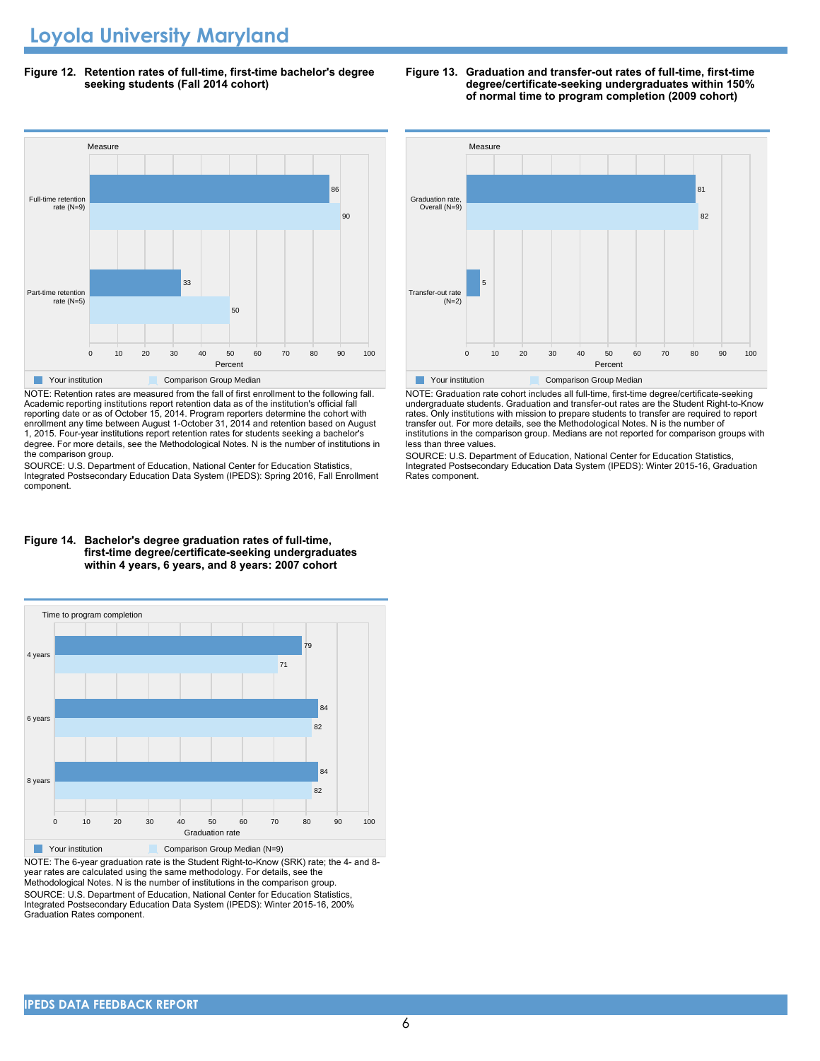# Loyola University Maryland

**Figure 12. Retention rates of full-time, first-time bachelor's degree seeking students (Fall 2014 cohort)**

| Measure | Your institution | Comparison Group Median |
| --- | --- | --- |
| Full-time retention rate (N=9) | 86 | 90 |
| Part-time retention rate (N=5) | 33 | 50 |

NOTE: Retention rates are measured from the fall of first enrollment to the following fall. Academic reporting institutions report retention data as of the institution's official fall reporting date or as of October 15, 2014. Program reporters determine the cohort with enrollment any time between August 1-October 31, 2014 and retention based on August 1, 2015. Four-year institutions report retention rates for students seeking a bachelor's degree. For more details, see the Methodological Notes. N is the number of institutions in the comparison group.

SOURCE: U.S. Department of Education, National Center for Education Statistics, Integrated Postsecondary Education Data System (IPEDS): Spring 2016, Fall Enrollment component.

**Figure 13. Graduation and transfer-out rates of full-time, first-time degree/certificate-seeking undergraduates within 150% of normal time to program completion (2009 cohort)**

| Measure | Your institution | Comparison Group Median |
| --- | --- | --- |
| Graduation rate, Overall (N=9) | 81 | 82 |
| Transfer-out rate (N=2) | 5 | |

NOTE: Graduation rate cohort includes all full-time, first-time degree/certificate-seeking undergraduate students. Graduation and transfer-out rates are the Student Right-to-Know rates. Only institutions with mission to prepare students to transfer are required to report transfer out. For more details, see the Methodological Notes. N is the number of institutions in the comparison group. Medians are not reported for comparison groups with less than three values.

SOURCE: U.S. Department of Education, National Center for Education Statistics, Integrated Postsecondary Education Data System (IPEDS): Winter 2015-16, Graduation Rates component.

**Figure 14. Bachelor's degree graduation rates of full-time, first-time degree/certificate-seeking undergraduates within 4 years, 6 years, and 8 years: 2007 cohort**

| Time to program completion | Your institution | Comparison Group Median (N=9) |
| --- | --- | --- |
| 4 years | 79 | 71 |
| 6 years | 84 | 82 |
| 8 years | 84 | 82 |

NOTE: The 6-year graduation rate is the Student Right-to-Know (SRK) rate; the 4- and 8-year rates are calculated using the same methodology. For details, see the Methodological Notes. N is the number of institutions in the comparison group.

SOURCE: U.S. Department of Education, National Center for Education Statistics, Integrated Postsecondary Education Data System (IPEDS): Winter 2015-16, 200% Graduation Rates component.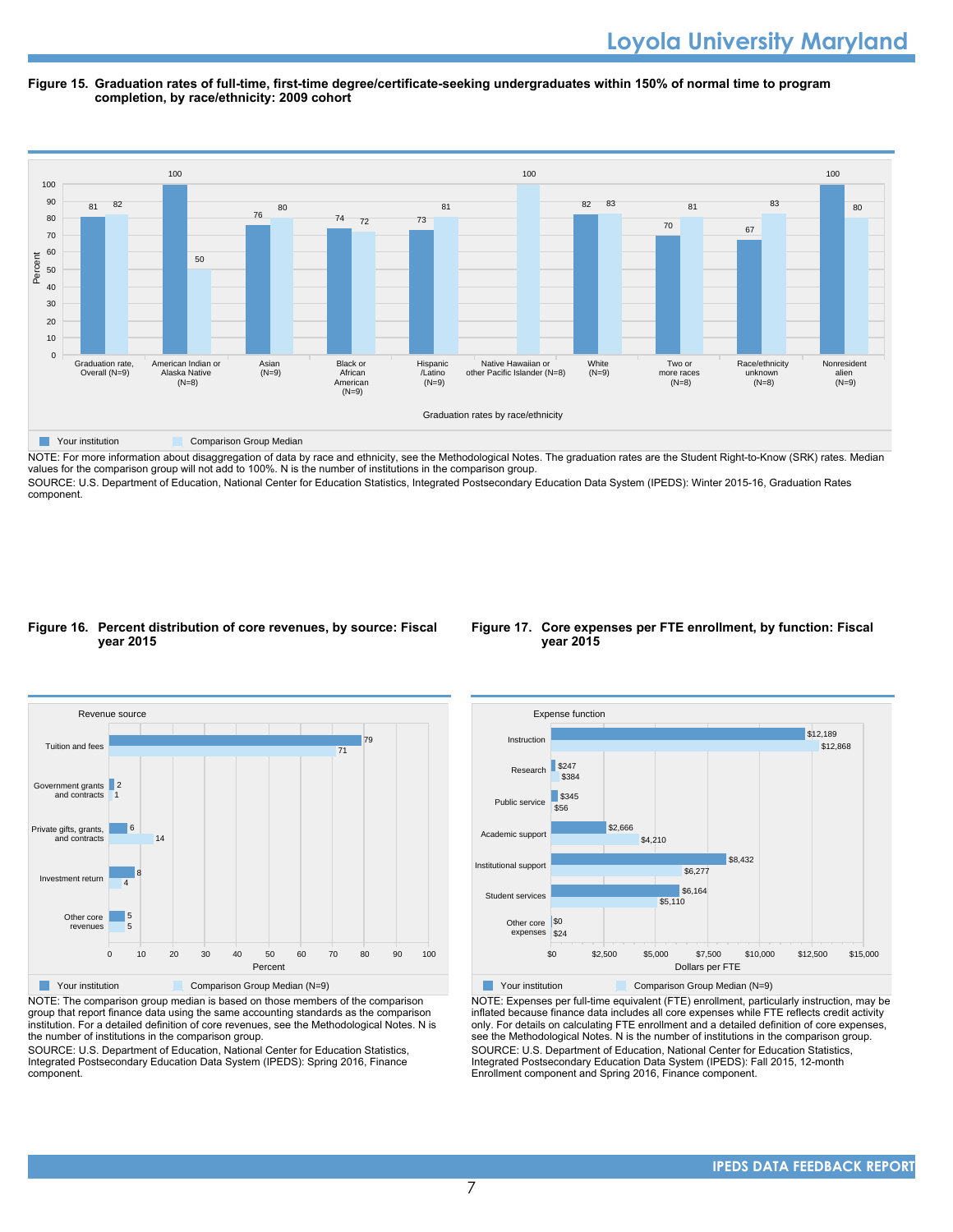**Figure 15. Graduation rates of full-time, first-time degree/certificate-seeking undergraduates within 150% of normal time to program completion, by race/ethnicity: 2009 cohort**

| Graduation rates by race/ethnicity | Your institution | Comparison Group Median |
|---|---|---|
| Graduation rate, Overall (N=9) | 81 | 82 |
| American Indian or Alaska Native (N=8) | 100 | 50 |
| Asian (N=9) | 76 | 80 |
| Black or African American (N=9) | 74 | 72 |
| Hispanic /Latino (N=9) | 73 | 81 |
| Native Hawaiian or other Pacific Islander (N=8) | | 100 |
| White (N=9) | 82 | 83 |
| Two or more races (N=8) | 70 | 81 |
| Race/ethnicity unknown (N=8) | 67 | 83 |
| Nonresident alien (N=9) | 100 | 80 |

NOTE: For more information about disaggregation of data by race and ethnicity, see the Methodological Notes. The graduation rates are the Student Right-to-Know (SRK) rates. Median values for the comparison group will not add to 100%. N is the number of institutions in the comparison group.

SOURCE: U.S. Department of Education, National Center for Education Statistics, Integrated Postsecondary Education Data System (IPEDS): Winter 2015-16, Graduation Rates component.

**Figure 16. Percent distribution of core revenues, by source: Fiscal year 2015**

| Revenue source | Your institution | Comparison Group Median (N=9) |
|---|---|---|
| Tuition and fees | 79 | 71 |
| Government grants and contracts | 2 | 1 |
| Private gifts, grants, and contracts | 6 | 14 |
| Investment return | 8 | 4 |
| Other core revenues | 5 | 5 |

NOTE: The comparison group median is based on those members of the comparison group that report finance data using the same accounting standards as the comparison institution. For a detailed definition of core revenues, see the Methodological Notes. N is the number of institutions in the comparison group.

SOURCE: U.S. Department of Education, National Center for Education Statistics, Integrated Postsecondary Education Data System (IPEDS): Spring 2016, Finance component.

**Figure 17. Core expenses per FTE enrollment, by function: Fiscal year 2015**

| Expense function | Your institution | Comparison Group Median (N=9) |
|---|---|---|
| Instruction | $12,189 | $12,868 |
| Research | $247 | $384 |
| Public service | $345 | $56 |
| Academic support | $2,666 | $4,210 |
| Institutional support | $8,432 | $6,277 |
| Student services | $6,164 | $5,110 |
| Other core expenses | $0 | $24 |

NOTE: Expenses per full-time equivalent (FTE) enrollment, particularly instruction, may be inflated because finance data includes all core expenses while FTE reflects credit activity only. For details on calculating FTE enrollment and a detailed definition of core expenses, see the Methodological Notes. N is the number of institutions in the comparison group.

SOURCE: U.S. Department of Education, National Center for Education Statistics, Integrated Postsecondary Education Data System (IPEDS): Fall 2015, 12-month Enrollment component and Spring 2016, Finance component.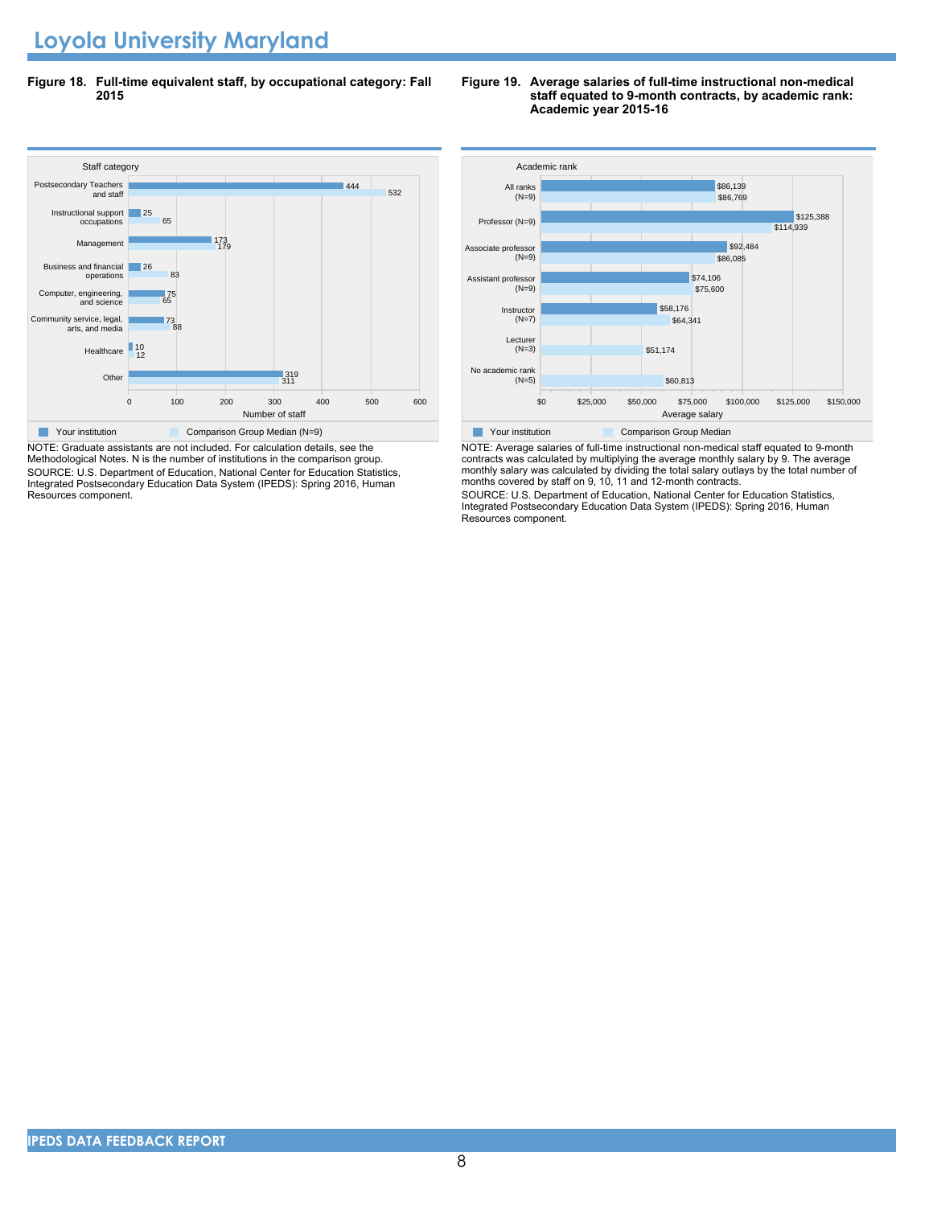# Loyola University Maryland

**Figure 18. Full-time equivalent staff, by occupational category: Fall 2015**

| Staff category | Your institution | Comparison Group Median (N=9) |
|---|---|---|
| Postsecondary Teachers and staff | 444 | 532 |
| Instructional support occupations | 25 | 65 |
| Management | 173 | 179 |
| Business and financial operations | 26 | 83 |
| Computer, engineering, and science | 75 | 65 |
| Community service, legal, arts, and media | 73 | 88 |
| Healthcare | 10 | 12 |
| Other | 319 | 311 |

NOTE: Graduate assistants are not included. For calculation details, see the Methodological Notes. N is the number of institutions in the comparison group.
SOURCE: U.S. Department of Education, National Center for Education Statistics, Integrated Postsecondary Education Data System (IPEDS): Spring 2016, Human Resources component.

**Figure 19. Average salaries of full-time instructional non-medical staff equated to 9-month contracts, by academic rank: Academic year 2015-16**

| Academic rank | Your institution | Comparison Group Median |
|---|---|---|
| All ranks (N=9) | $86,139 | $86,769 |
| Professor (N=9) | $125,388 | $114,939 |
| Associate professor (N=9) | $92,484 | $86,085 |
| Assistant professor (N=9) | $74,106 | $75,600 |
| Instructor (N=7) | $58,176 | $64,341 |
| Lecturer (N=3) | | $51,174 |
| No academic rank (N=5) | | $60,813 |

NOTE: Average salaries of full-time instructional non-medical staff equated to 9-month contracts was calculated by multiplying the average monthly salary by 9. The average monthly salary was calculated by dividing the total salary outlays by the total number of months covered by staff on 9, 10, 11 and 12-month contracts.
SOURCE: U.S. Department of Education, National Center for Education Statistics, Integrated Postsecondary Education Data System (IPEDS): Spring 2016, Human Resources component.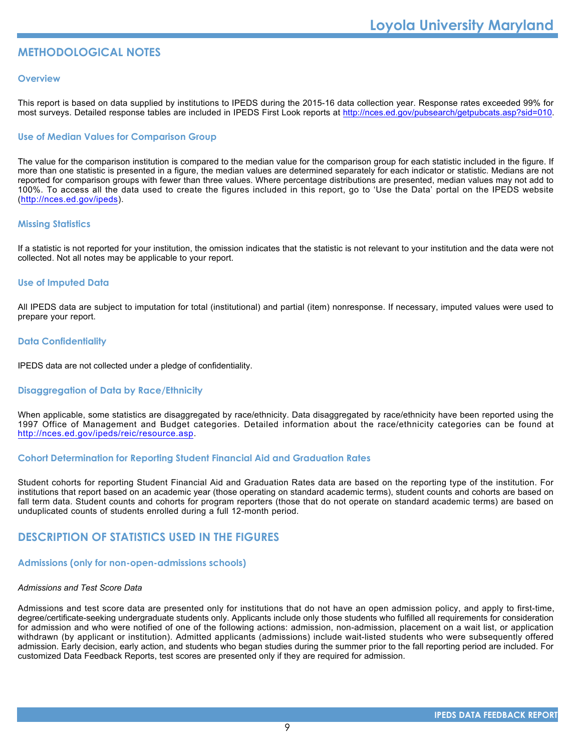# METHODOLOGICAL NOTES

## Overview

This report is based on data supplied by institutions to IPEDS during the 2015-16 data collection year. Response rates exceeded 99% for most surveys. Detailed response tables are included in IPEDS First Look reports at http://nces.ed.gov/pubsearch/getpubcats.asp?sid=010.

## Use of Median Values for Comparison Group

The value for the comparison institution is compared to the median value for the comparison group for each statistic included in the figure. If more than one statistic is presented in a figure, the median values are determined separately for each indicator or statistic. Medians are not reported for comparison groups with fewer than three values. Where percentage distributions are presented, median values may not add to 100%. To access all the data used to create the figures included in this report, go to 'Use the Data' portal on the IPEDS website (http://nces.ed.gov/ipeds).

## Missing Statistics

If a statistic is not reported for your institution, the omission indicates that the statistic is not relevant to your institution and the data were not collected. Not all notes may be applicable to your report.

## Use of Imputed Data

All IPEDS data are subject to imputation for total (institutional) and partial (item) nonresponse. If necessary, imputed values were used to prepare your report.

## Data Confidentiality

IPEDS data are not collected under a pledge of confidentiality.

## Disaggregation of Data by Race/Ethnicity

When applicable, some statistics are disaggregated by race/ethnicity. Data disaggregated by race/ethnicity have been reported using the 1997 Office of Management and Budget categories. Detailed information about the race/ethnicity categories can be found at http://nces.ed.gov/ipeds/reic/resource.asp.

## Cohort Determination for Reporting Student Financial Aid and Graduation Rates

Student cohorts for reporting Student Financial Aid and Graduation Rates data are based on the reporting type of the institution. For institutions that report based on an academic year (those operating on standard academic terms), student counts and cohorts are based on fall term data. Student counts and cohorts for program reporters (those that do not operate on standard academic terms) are based on unduplicated counts of students enrolled during a full 12-month period.

# DESCRIPTION OF STATISTICS USED IN THE FIGURES

## Admissions (only for non-open-admissions schools)

*Admissions and Test Score Data*

Admissions and test score data are presented only for institutions that do not have an open admission policy, and apply to first-time, degree/certificate-seeking undergraduate students only. Applicants include only those students who fulfilled all requirements for consideration for admission and who were notified of one of the following actions: admission, non-admission, placement on a wait list, or application withdrawn (by applicant or institution). Admitted applicants (admissions) include wait-listed students who were subsequently offered admission. Early decision, early action, and students who began studies during the summer prior to the fall reporting period are included. For customized Data Feedback Reports, test scores are presented only if they are required for admission.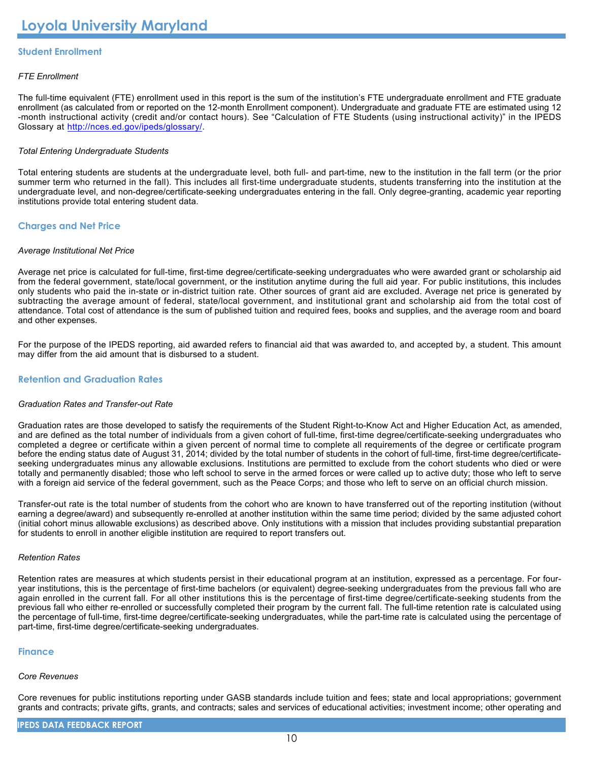# Loyola University Maryland

## Student Enrollment

*FTE Enrollment*

The full-time equivalent (FTE) enrollment used in this report is the sum of the institution's FTE undergraduate enrollment and FTE graduate enrollment (as calculated from or reported on the 12-month Enrollment component). Undergraduate and graduate FTE are estimated using 12 -month instructional activity (credit and/or contact hours). See "Calculation of FTE Students (using instructional activity)" in the IPEDS Glossary at http://nces.ed.gov/ipeds/glossary/.

*Total Entering Undergraduate Students*

Total entering students are students at the undergraduate level, both full- and part-time, new to the institution in the fall term (or the prior summer term who returned in the fall). This includes all first-time undergraduate students, students transferring into the institution at the undergraduate level, and non-degree/certificate-seeking undergraduates entering in the fall. Only degree-granting, academic year reporting institutions provide total entering student data.

## Charges and Net Price

*Average Institutional Net Price*

Average net price is calculated for full-time, first-time degree/certificate-seeking undergraduates who were awarded grant or scholarship aid from the federal government, state/local government, or the institution anytime during the full aid year. For public institutions, this includes only students who paid the in-state or in-district tuition rate. Other sources of grant aid are excluded. Average net price is generated by subtracting the average amount of federal, state/local government, and institutional grant and scholarship aid from the total cost of attendance. Total cost of attendance is the sum of published tuition and required fees, books and supplies, and the average room and board and other expenses.

For the purpose of the IPEDS reporting, aid awarded refers to financial aid that was awarded to, and accepted by, a student. This amount may differ from the aid amount that is disbursed to a student.

## Retention and Graduation Rates

*Graduation Rates and Transfer-out Rate*

Graduation rates are those developed to satisfy the requirements of the Student Right-to-Know Act and Higher Education Act, as amended, and are defined as the total number of individuals from a given cohort of full-time, first-time degree/certificate-seeking undergraduates who completed a degree or certificate within a given percent of normal time to complete all requirements of the degree or certificate program before the ending status date of August 31, 2014; divided by the total number of students in the cohort of full-time, first-time degree/certificate-seeking undergraduates minus any allowable exclusions. Institutions are permitted to exclude from the cohort students who died or were totally and permanently disabled; those who left school to serve in the armed forces or were called up to active duty; those who left to serve with a foreign aid service of the federal government, such as the Peace Corps; and those who left to serve on an official church mission.

Transfer-out rate is the total number of students from the cohort who are known to have transferred out of the reporting institution (without earning a degree/award) and subsequently re-enrolled at another institution within the same time period; divided by the same adjusted cohort (initial cohort minus allowable exclusions) as described above. Only institutions with a mission that includes providing substantial preparation for students to enroll in another eligible institution are required to report transfers out.

*Retention Rates*

Retention rates are measures at which students persist in their educational program at an institution, expressed as a percentage. For four-year institutions, this is the percentage of first-time bachelors (or equivalent) degree-seeking undergraduates from the previous fall who are again enrolled in the current fall. For all other institutions this is the percentage of first-time degree/certificate-seeking students from the previous fall who either re-enrolled or successfully completed their program by the current fall. The full-time retention rate is calculated using the percentage of full-time, first-time degree/certificate-seeking undergraduates, while the part-time rate is calculated using the percentage of part-time, first-time degree/certificate-seeking undergraduates.

## Finance

*Core Revenues*

Core revenues for public institutions reporting under GASB standards include tuition and fees; state and local appropriations; government grants and contracts; private gifts, grants, and contracts; sales and services of educational activities; investment income; other operating and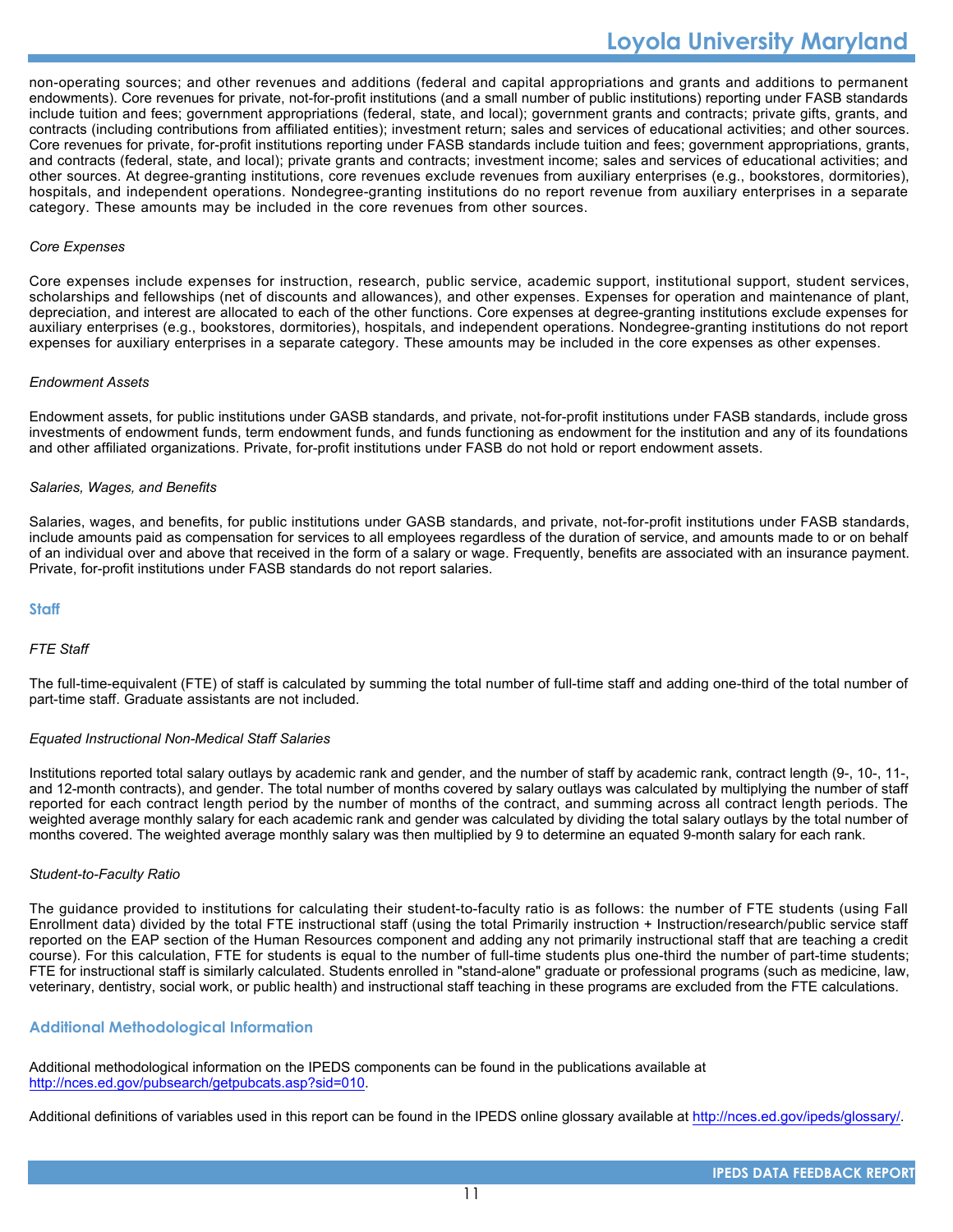non-operating sources; and other revenues and additions (federal and capital appropriations and grants and additions to permanent endowments). Core revenues for private, not-for-profit institutions (and a small number of public institutions) reporting under FASB standards include tuition and fees; government appropriations (federal, state, and local); government grants and contracts; private gifts, grants, and contracts (including contributions from affiliated entities); investment return; sales and services of educational activities; and other sources. Core revenues for private, for-profit institutions reporting under FASB standards include tuition and fees; government appropriations, grants, and contracts (federal, state, and local); private grants and contracts; investment income; sales and services of educational activities; and other sources. At degree-granting institutions, core revenues exclude revenues from auxiliary enterprises (e.g., bookstores, dormitories), hospitals, and independent operations. Nondegree-granting institutions do no report revenue from auxiliary enterprises in a separate category. These amounts may be included in the core revenues from other sources.

*Core Expenses*

Core expenses include expenses for instruction, research, public service, academic support, institutional support, student services, scholarships and fellowships (net of discounts and allowances), and other expenses. Expenses for operation and maintenance of plant, depreciation, and interest are allocated to each of the other functions. Core expenses at degree-granting institutions exclude expenses for auxiliary enterprises (e.g., bookstores, dormitories), hospitals, and independent operations. Nondegree-granting institutions do not report expenses for auxiliary enterprises in a separate category. These amounts may be included in the core expenses as other expenses.

*Endowment Assets*

Endowment assets, for public institutions under GASB standards, and private, not-for-profit institutions under FASB standards, include gross investments of endowment funds, term endowment funds, and funds functioning as endowment for the institution and any of its foundations and other affiliated organizations. Private, for-profit institutions under FASB do not hold or report endowment assets.

*Salaries, Wages, and Benefits*

Salaries, wages, and benefits, for public institutions under GASB standards, and private, not-for-profit institutions under FASB standards, include amounts paid as compensation for services to all employees regardless of the duration of service, and amounts made to or on behalf of an individual over and above that received in the form of a salary or wage. Frequently, benefits are associated with an insurance payment. Private, for-profit institutions under FASB standards do not report salaries.

## Staff

*FTE Staff*

The full-time-equivalent (FTE) of staff is calculated by summing the total number of full-time staff and adding one-third of the total number of part-time staff. Graduate assistants are not included.

*Equated Instructional Non-Medical Staff Salaries*

Institutions reported total salary outlays by academic rank and gender, and the number of staff by academic rank, contract length (9-, 10-, 11-, and 12-month contracts), and gender. The total number of months covered by salary outlays was calculated by multiplying the number of staff reported for each contract length period by the number of months of the contract, and summing across all contract length periods. The weighted average monthly salary for each academic rank and gender was calculated by dividing the total salary outlays by the total number of months covered. The weighted average monthly salary was then multiplied by 9 to determine an equated 9-month salary for each rank.

*Student-to-Faculty Ratio*

The guidance provided to institutions for calculating their student-to-faculty ratio is as follows: the number of FTE students (using Fall Enrollment data) divided by the total FTE instructional staff (using the total Primarily instruction + Instruction/research/public service staff reported on the EAP section of the Human Resources component and adding any not primarily instructional staff that are teaching a credit course). For this calculation, FTE for students is equal to the number of full-time students plus one-third the number of part-time students; FTE for instructional staff is similarly calculated. Students enrolled in "stand-alone" graduate or professional programs (such as medicine, law, veterinary, dentistry, social work, or public health) and instructional staff teaching in these programs are excluded from the FTE calculations.

## Additional Methodological Information

Additional methodological information on the IPEDS components can be found in the publications available at http://nces.ed.gov/pubsearch/getpubcats.asp?sid=010.

Additional definitions of variables used in this report can be found in the IPEDS online glossary available at http://nces.ed.gov/ipeds/glossary/.